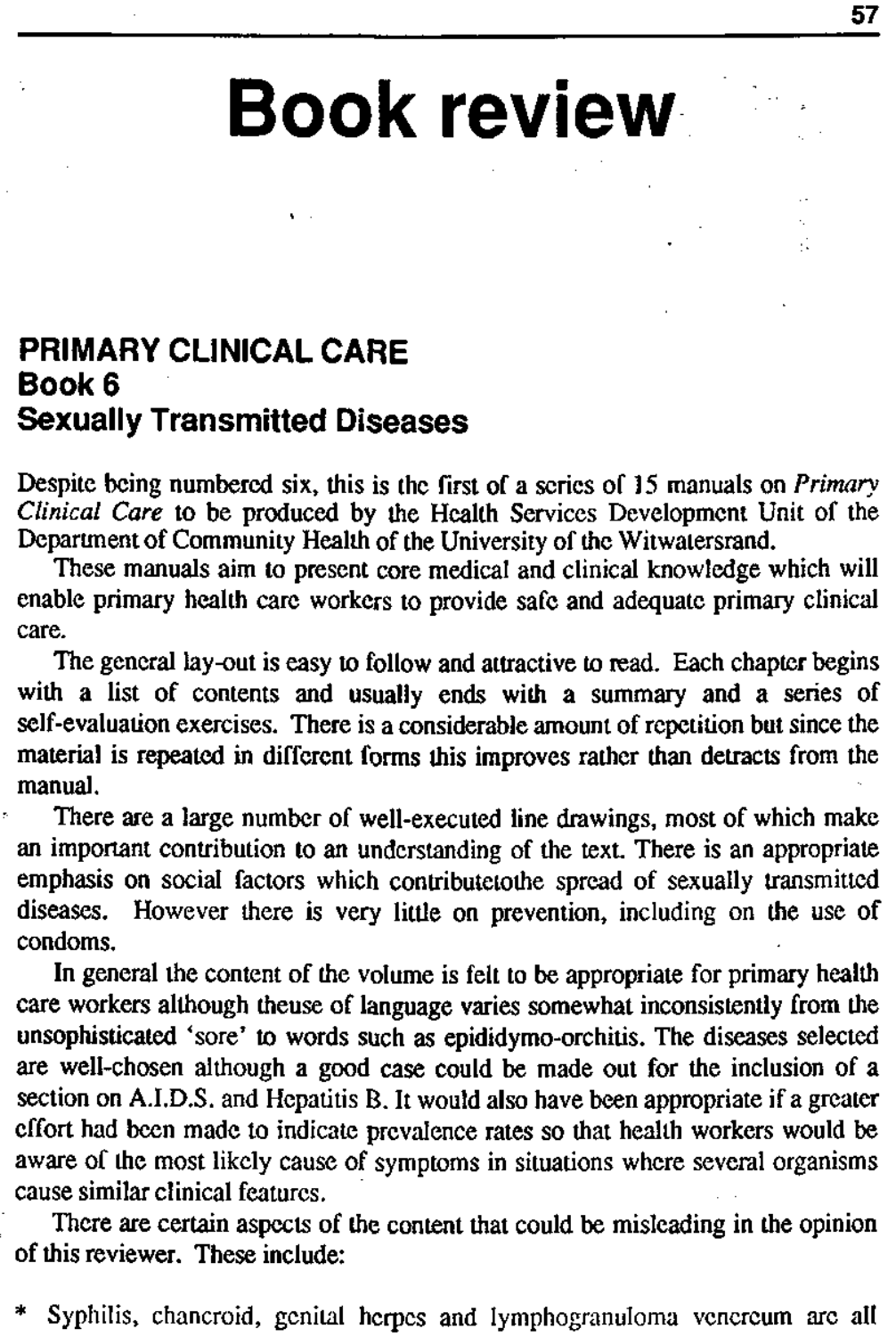# Book review

## PRIMARY CLINICAL CARE
## Book 6
## Sexually Transmitted Diseases

Despite being numbered six, this is the first of a series of 15 manuals on *Primary Clinical Care* to be produced by the Health Services Development Unit of the Department of Community Health of the University of the Witwatersrand.

These manuals aim to present core medical and clinical knowledge which will enable primary health care workers to provide safe and adequate primary clinical care.

The general lay-out is easy to follow and attractive to read. Each chapter begins with a list of contents and usually ends with a summary and a series of self-evaluation exercises. There is a considerable amount of repetition but since the material is repeated in different forms this improves rather than detracts from the manual.

There are a large number of well-executed line drawings, most of which make an important contribution to an understanding of the text. There is an appropriate emphasis on social factors which contributetothe spread of sexually transmitted diseases. However there is very little on prevention, including on the use of condoms.

In general the content of the volume is felt to be appropriate for primary health care workers although theuse of language varies somewhat inconsistently from the unsophisticated 'sore' to words such as epididymo-orchitis. The diseases selected are well-chosen although a good case could be made out for the inclusion of a section on A.I.D.S. and Hepatitis B. It would also have been appropriate if a greater effort had been made to indicate prevalence rates so that health workers would be aware of the most likely cause of symptoms in situations where several organisms cause similar clinical features.

There are certain aspects of the content that could be misleading in the opinion of this reviewer. These include:

* Syphilis, chancroid, genital herpes and lymphogranuloma venereum are all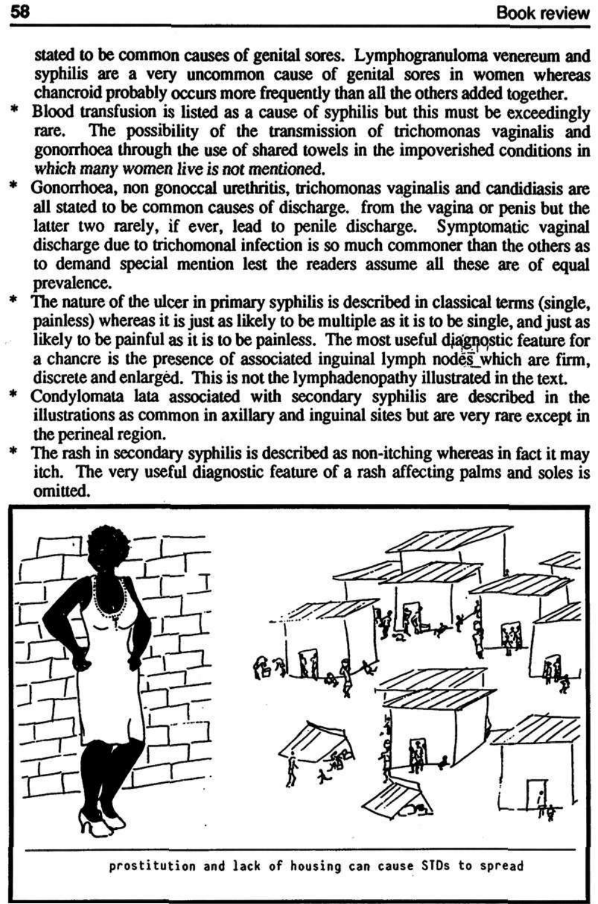stated to be common causes of genital sores. Lymphogranuloma venereum and syphilis are a very uncommon cause of genital sores in women whereas chancroid probably occurs more frequently than all the others added together.

* Blood transfusion is listed as a cause of syphilis but this must be exceedingly rare. The possibility of the transmission of trichomonas vaginalis and gonorrhoea through the use of shared towels in the impoverished conditions in which many women live is not mentioned.
* Gonorrhoea, non gonoccal urethritis, trichomonas vaginalis and candidiasis are all stated to be common causes of discharge. from the vagina or penis but the latter two rarely, if ever, lead to penile discharge. Symptomatic vaginal discharge due to trichomonal infection is so much commoner than the others as to demand special mention lest the readers assume all these are of equal prevalence.
* The nature of the ulcer in primary syphilis is described in classical terms (single, painless) whereas it is just as likely to be multiple as it is to be single, and just as likely to be painful as it is to be painless. The most useful diagnostic feature for a chancre is the presence of associated inguinal lymph nodes which are firm, discrete and enlarged. This is not the lymphadenopathy illustrated in the text.
* Condylomata lata associated with secondary syphilis are described in the illustrations as common in axillary and inguinal sites but are very rare except in the perineal region.
* The rash in secondary syphilis is described as non-itching whereas in fact it may itch. The very useful diagnostic feature of a rash affecting palms and soles is omitted.

prostitution and lack of housing can cause STDs to spread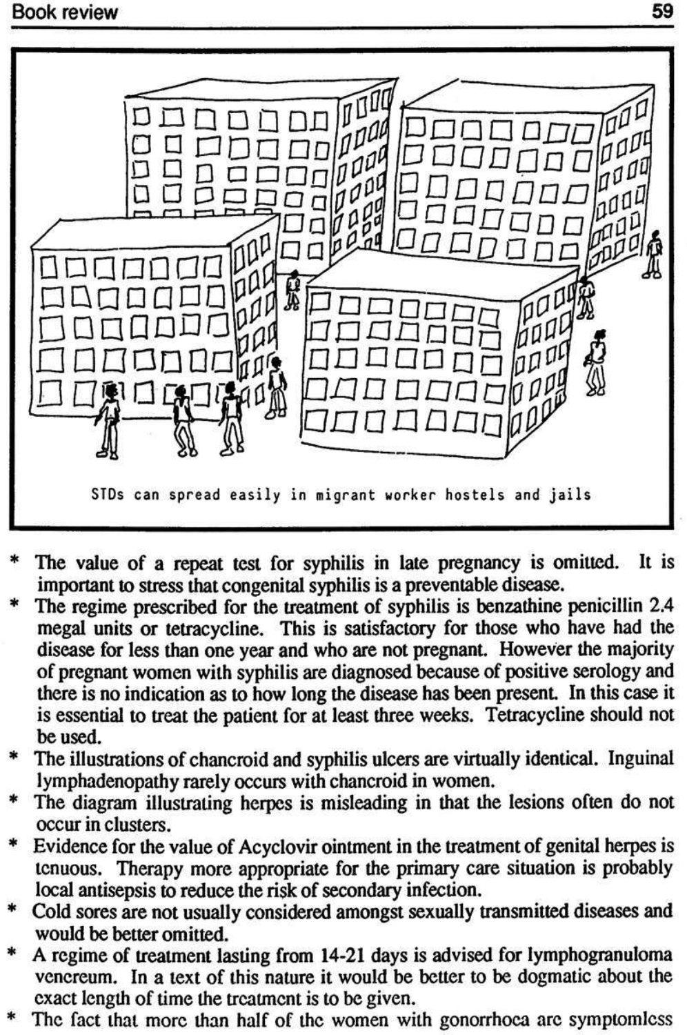STDs can spread easily in migrant worker hostels and jails

* The value of a repeat test for syphilis in late pregnancy is omitted. It is important to stress that congenital syphilis is a preventable disease.
* The regime prescribed for the treatment of syphilis is benzathine penicillin 2.4 megal units or tetracycline. This is satisfactory for those who have had the disease for less than one year and who are not pregnant. However the majority of pregnant women with syphilis are diagnosed because of positive serology and there is no indication as to how long the disease has been present. In this case it is essential to treat the patient for at least three weeks. Tetracycline should not be used.
* The illustrations of chancroid and syphilis ulcers are virtually identical. Inguinal lymphadenopathy rarely occurs with chancroid in women.
* The diagram illustrating herpes is misleading in that the lesions often do not occur in clusters.
* Evidence for the value of Acyclovir ointment in the treatment of genital herpes is tenuous. Therapy more appropriate for the primary care situation is probably local antisepsis to reduce the risk of secondary infection.
* Cold sores are not usually considered amongst sexually transmitted diseases and would be better omitted.
* A regime of treatment lasting from 14-21 days is advised for lymphogranuloma venereum. In a text of this nature it would be better to be dogmatic about the exact length of time the treatment is to be given.
* The fact that more than half of the women with gonorrhoea are symptomless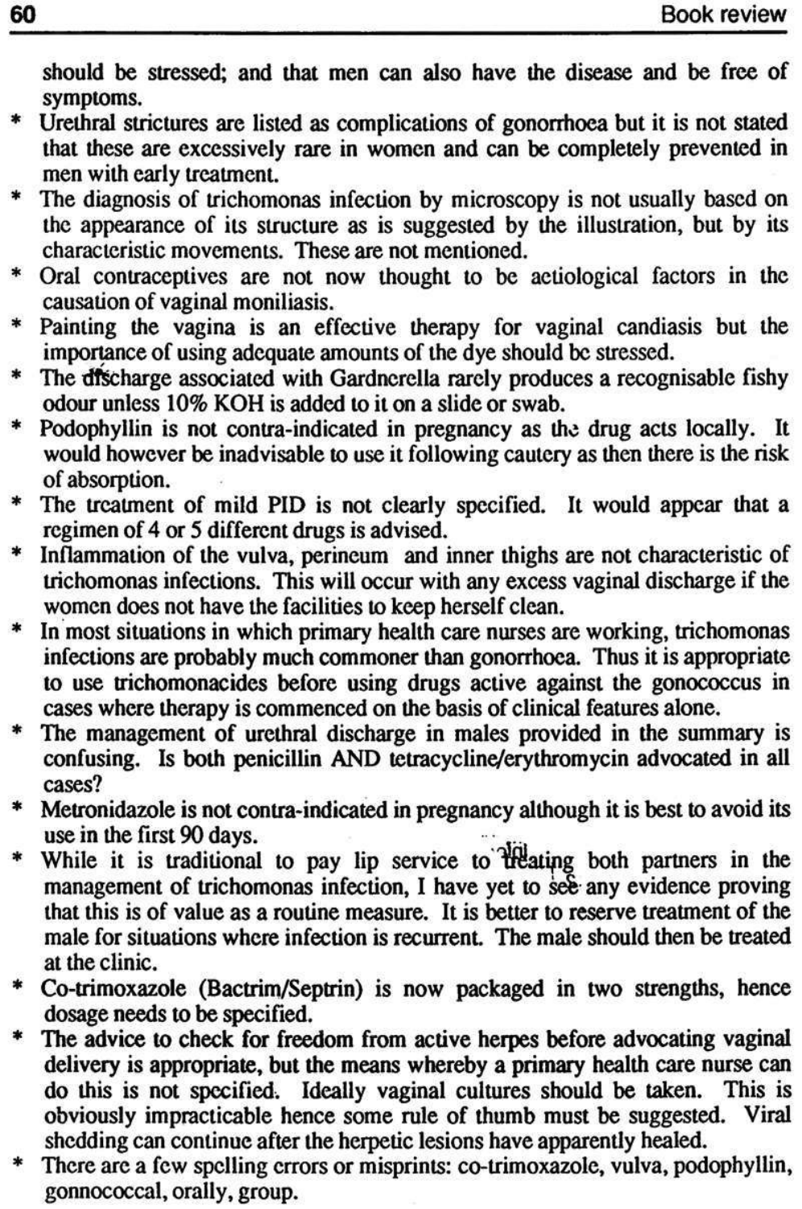should be stressed; and that men can also have the disease and be free of symptoms.

* Urethral strictures are listed as complications of gonorrhoea but it is not stated that these are excessively rare in women and can be completely prevented in men with early treatment.
* The diagnosis of trichomonas infection by microscopy is not usually based on the appearance of its structure as is suggested by the illustration, but by its characteristic movements. These are not mentioned.
* Oral contraceptives are not now thought to be aetiological factors in the causation of vaginal moniliasis.
* Painting the vagina is an effective therapy for vaginal candiasis but the importance of using adequate amounts of the dye should be stressed.
* The discharge associated with Gardnerella rarely produces a recognisable fishy odour unless 10% KOH is added to it on a slide or swab.
* Podophyllin is not contra-indicated in pregnancy as the drug acts locally. It would however be inadvisable to use it following cautery as then there is the risk of absorption.
* The treatment of mild PID is not clearly specified. It would appear that a regimen of 4 or 5 different drugs is advised.
* Inflammation of the vulva, perineum and inner thighs are not characteristic of trichomonas infections. This will occur with any excess vaginal discharge if the women does not have the facilities to keep herself clean.
* In most situations in which primary health care nurses are working, trichomonas infections are probably much commoner than gonorrhoea. Thus it is appropriate to use trichomonacides before using drugs active against the gonococcus in cases where therapy is commenced on the basis of clinical features alone.
* The management of urethral discharge in males provided in the summary is confusing. Is both penicillin AND tetracycline/erythromycin advocated in all cases?
* Metronidazole is not contra-indicated in pregnancy although it is best to avoid its use in the first 90 days.
* While it is traditional to pay lip service to treating both partners in the management of trichomonas infection, I have yet to see any evidence proving that this is of value as a routine measure. It is better to reserve treatment of the male for situations where infection is recurrent. The male should then be treated at the clinic.
* Co-trimoxazole (Bactrim/Septrin) is now packaged in two strengths, hence dosage needs to be specified.
* The advice to check for freedom from active herpes before advocating vaginal delivery is appropriate, but the means whereby a primary health care nurse can do this is not specified. Ideally vaginal cultures should be taken. This is obviously impracticable hence some rule of thumb must be suggested. Viral shedding can continue after the herpetic lesions have apparently healed.
* There are a few spelling errors or misprints: co-trimoxazole, vulva, podophyllin, gonnococcal, orally, group.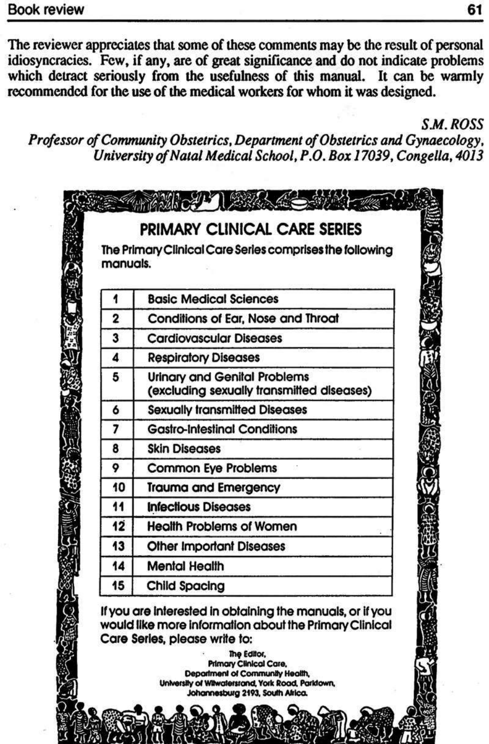The reviewer appreciates that some of these comments may be the result of personal idiosyncracies. Few, if any, are of great significance and do not indicate problems which detract seriously from the usefulness of this manual. It can be warmly recommended for the use of the medical workers for whom it was designed.

*S.M. ROSS*
*Professor of Community Obstetrics, Department of Obstetrics and Gynaecology, University of Natal Medical School, P.O. Box 17039, Congella, 4013*

## PRIMARY CLINICAL CARE SERIES

The Primary Clinical Care Series comprises the following manuals.

| | |
|---|---|
| 1 | Basic Medical Sciences |
| 2 | Conditions of Ear, Nose and Throat |
| 3 | Cardiovascular Diseases |
| 4 | Respiratory Diseases |
| 5 | Urinary and Genital Problems (excluding sexually transmitted diseases) |
| 6 | Sexually transmitted Diseases |
| 7 | Gastro-intestinal Conditions |
| 8 | Skin Diseases |
| 9 | Common Eye Problems |
| 10 | Trauma and Emergency |
| 11 | Infectious Diseases |
| 12 | Health Problems of Women |
| 13 | Other Important Diseases |
| 14 | Mental Health |
| 15 | Child Spacing |

If you are interested in obtaining the manuals, or if you would like more information about the Primary Clinical Care Series, please write to:

The Editor,
Primary Clinical Care,
Department of Community Health,
University of Witwatersrand, York Road, Parktown,
Johannesburg 2193, South Africa.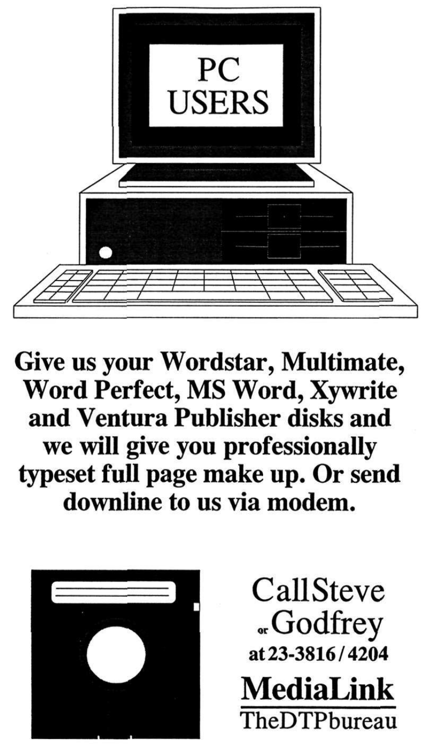PC USERS

**Give us your Wordstar, Multimate, Word Perfect, MS Word, Xywrite and Ventura Publisher disks and we will give you professionally typeset full page make up. Or send downline to us via modem.**

Call Steve or Godfrey

**at 23-3816 / 4204**

**MediaLink**

TheDTPbureau